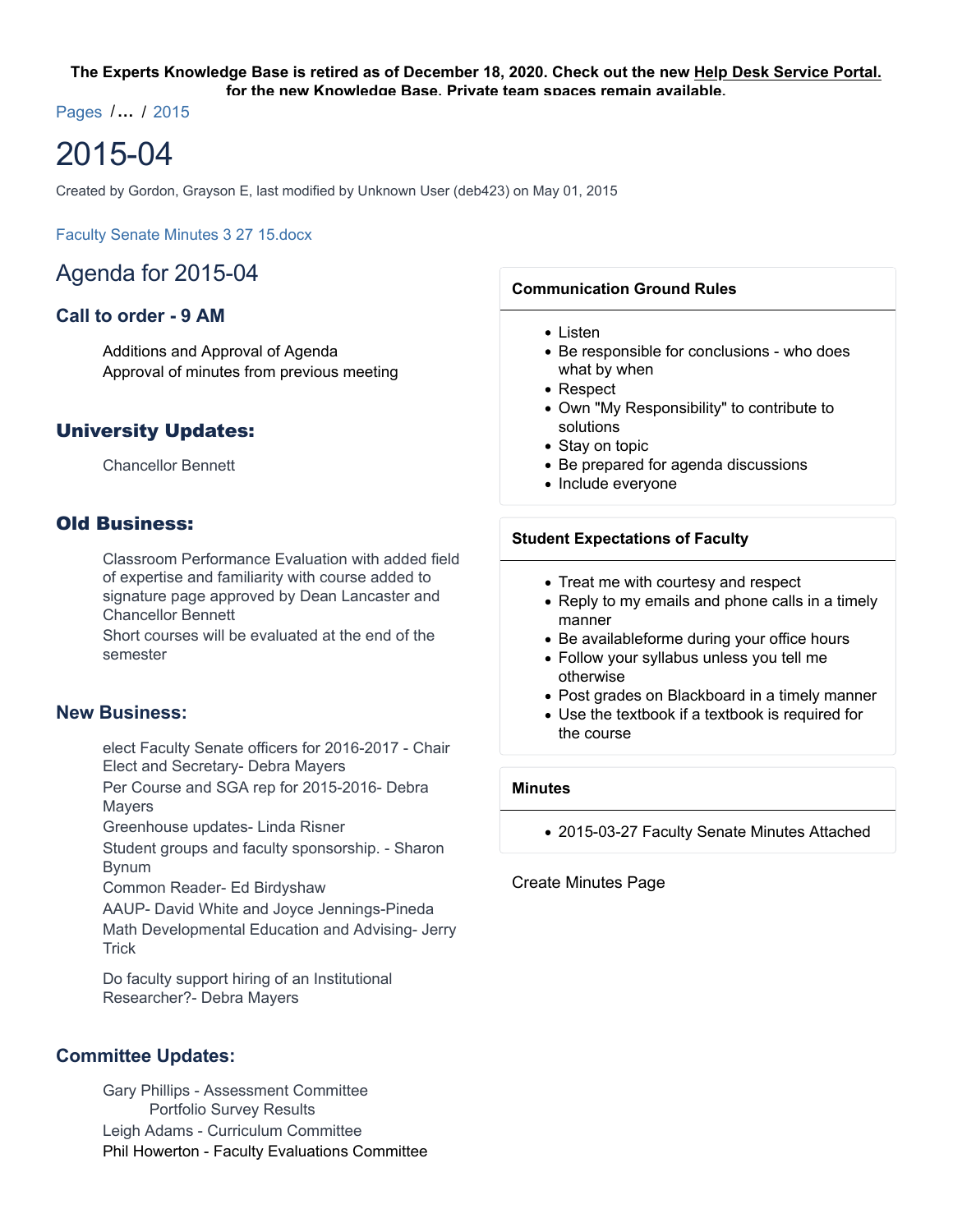**The Experts Knowledge Base is retired as of December 18, 2020. Check out the new Help Desk Service Portal. for the new Knowledge Base. Private team spaces remain available.**

Pages /... / 2015

# 2015-04

Created by Gordon, Grayson E, last modified by Unknown User (deb423) on May 01, 2015

Faculty Senate Minutes 3 27 15.docx

## Agenda for 2015-04

### Call to order - 9 AM

Additions and Approval of Agenda
Approval of minutes from previous meeting

### University Updates:

Chancellor Bennett

### Old Business:

Classroom Performance Evaluation with added field of expertise and familiarity with course added to signature page approved by Dean Lancaster and Chancellor Bennett
Short courses will be evaluated at the end of the semester

### New Business:

elect Faculty Senate officers for 2016-2017 - Chair Elect and Secretary- Debra Mayers
Per Course and SGA rep for 2015-2016- Debra Mayers
Greenhouse updates- Linda Risner
Student groups and faculty sponsorship. - Sharon Bynum
Common Reader- Ed Birdyshaw
AAUP- David White and Joyce Jennings-Pineda
Math Developmental Education and Advising- Jerry Trick

Do faculty support hiring of an Institutional Researcher?- Debra Mayers

### Committee Updates:

Gary Phillips - Assessment Committee
    Portfolio Survey Results
Leigh Adams - Curriculum Committee
Phil Howerton - Faculty Evaluations Committee

**Communication Ground Rules**

- Listen
- Be responsible for conclusions - who does what by when
- Respect
- Own "My Responsibility" to contribute to solutions
- Stay on topic
- Be prepared for agenda discussions
- Include everyone

**Student Expectations of Faculty**

- Treat me with courtesy and respect
- Reply to my emails and phone calls in a timely manner
- Be availableforme during your office hours
- Follow your syllabus unless you tell me otherwise
- Post grades on Blackboard in a timely manner
- Use the textbook if a textbook is required for the course

**Minutes**

- 2015-03-27 Faculty Senate Minutes Attached

Create Minutes Page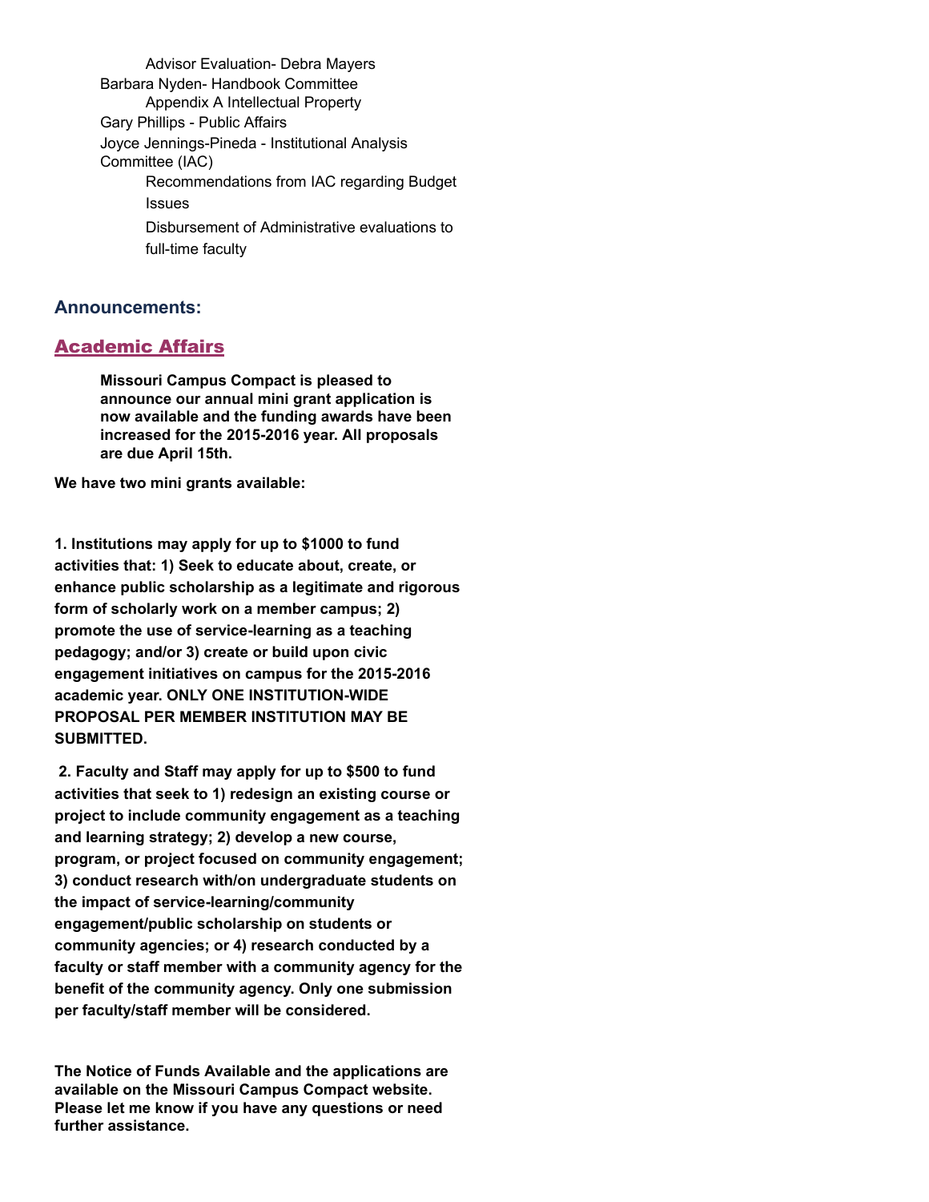Advisor Evaluation- Debra Mayers

Barbara Nyden- Handbook Committee

Appendix A Intellectual Property

Gary Phillips - Public Affairs

Joyce Jennings-Pineda - Institutional Analysis Committee (IAC)

Recommendations from IAC regarding Budget Issues

Disbursement of Administrative evaluations to full-time faculty

## Announcements:

## Academic Affairs

**Missouri Campus Compact is pleased to announce our annual mini grant application is now available and the funding awards have been increased for the 2015-2016 year. All proposals are due April 15th.**

**We have two mini grants available:**

**1. Institutions may apply for up to $1000 to fund activities that: 1) Seek to educate about, create, or enhance public scholarship as a legitimate and rigorous form of scholarly work on a member campus; 2) promote the use of service-learning as a teaching pedagogy; and/or 3) create or build upon civic engagement initiatives on campus for the 2015-2016 academic year. ONLY ONE INSTITUTION-WIDE PROPOSAL PER MEMBER INSTITUTION MAY BE SUBMITTED.**

**2. Faculty and Staff may apply for up to $500 to fund activities that seek to 1) redesign an existing course or project to include community engagement as a teaching and learning strategy; 2) develop a new course, program, or project focused on community engagement; 3) conduct research with/on undergraduate students on the impact of service-learning/community engagement/public scholarship on students or community agencies; or 4) research conducted by a faculty or staff member with a community agency for the benefit of the community agency. Only one submission per faculty/staff member will be considered.**

**The Notice of Funds Available and the applications are available on the Missouri Campus Compact website. Please let me know if you have any questions or need further assistance.**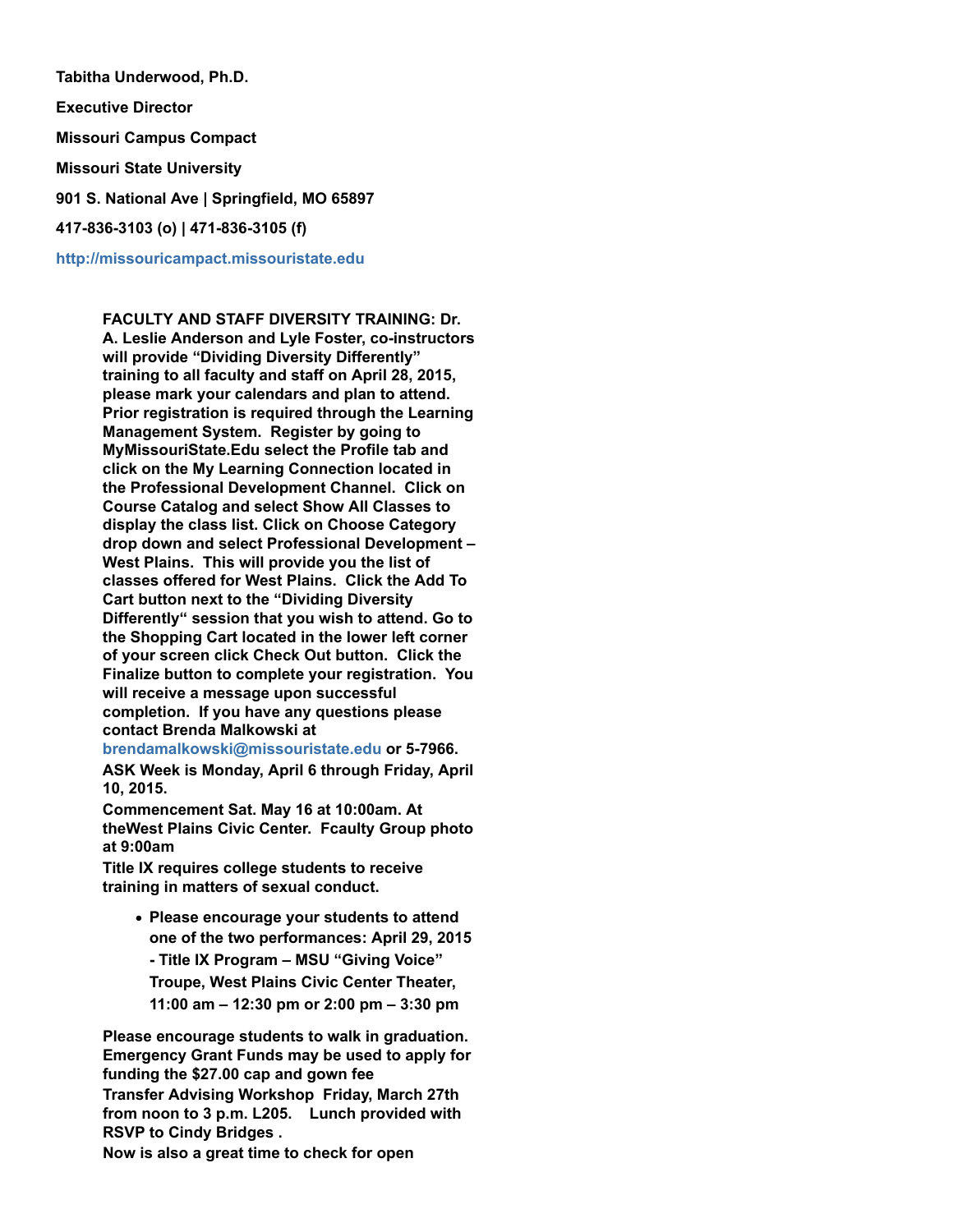**Tabitha Underwood, Ph.D.**

**Executive Director**

**Missouri Campus Compact**

**Missouri State University**

**901 S. National Ave | Springfield, MO 65897**

**417-836-3103 (o) | 471-836-3105 (f)**

**http://missouricampact.missouristate.edu**

**FACULTY AND STAFF DIVERSITY TRAINING: Dr. A. Leslie Anderson and Lyle Foster, co-instructors will provide "Dividing Diversity Differently" training to all faculty and staff on April 28, 2015, please mark your calendars and plan to attend. Prior registration is required through the Learning Management System. Register by going to MyMissouriState.Edu select the Profile tab and click on the My Learning Connection located in the Professional Development Channel. Click on Course Catalog and select Show All Classes to display the class list. Click on Choose Category drop down and select Professional Development – West Plains. This will provide you the list of classes offered for West Plains. Click the Add To Cart button next to the "Dividing Diversity Differently" session that you wish to attend. Go to the Shopping Cart located in the lower left corner of your screen click Check Out button. Click the Finalize button to complete your registration. You will receive a message upon successful completion. If you have any questions please contact Brenda Malkowski at brendamalkowski@missouristate.edu or 5-7966.**

**ASK Week is Monday, April 6 through Friday, April 10, 2015.**

**Commencement Sat. May 16 at 10:00am. At theWest Plains Civic Center. Fcaulty Group photo at 9:00am**

**Title IX requires college students to receive training in matters of sexual conduct.**

- **Please encourage your students to attend one of the two performances: April 29, 2015 - Title IX Program – MSU "Giving Voice" Troupe, West Plains Civic Center Theater, 11:00 am – 12:30 pm or 2:00 pm – 3:30 pm**

**Please encourage students to walk in graduation. Emergency Grant Funds may be used to apply for funding the $27.00 cap and gown fee**

**Transfer Advising Workshop Friday, March 27th from noon to 3 p.m. L205. Lunch provided with RSVP to Cindy Bridges .**

**Now is also a great time to check for open**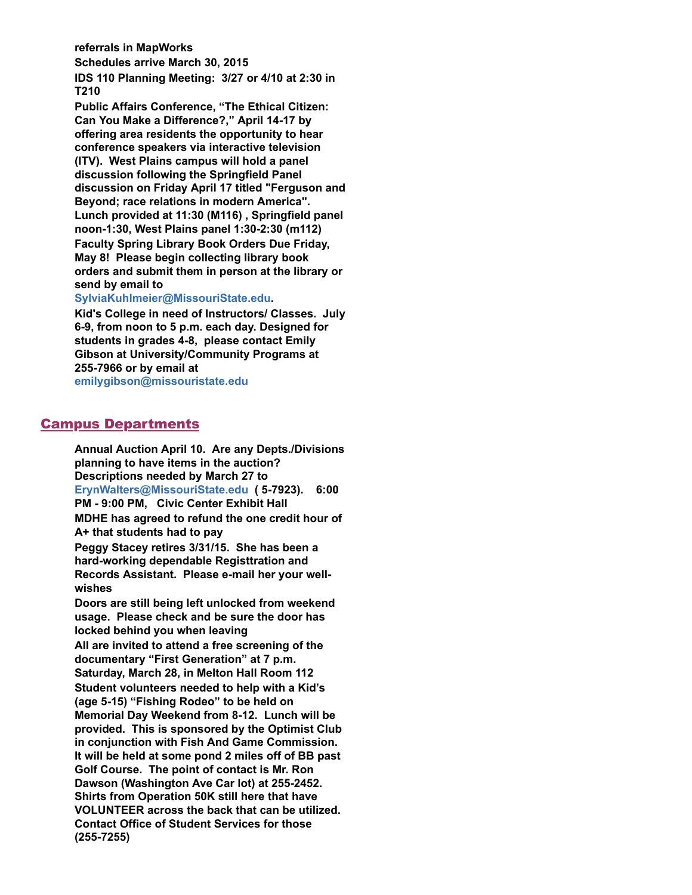**referrals in MapWorks**

**Schedules arrive March 30, 2015**

**IDS 110 Planning Meeting: 3/27 or 4/10 at 2:30 in T210**

**Public Affairs Conference, "The Ethical Citizen: Can You Make a Difference?," April 14-17 by offering area residents the opportunity to hear conference speakers via interactive television (ITV). West Plains campus will hold a panel discussion following the Springfield Panel discussion on Friday April 17 titled "Ferguson and Beyond; race relations in modern America". Lunch provided at 11:30 (M116) , Springfield panel noon-1:30, West Plains panel 1:30-2:30 (m112)**

**Faculty Spring Library Book Orders Due Friday, May 8! Please begin collecting library book orders and submit them in person at the library or send by email to SylviaKuhlmeier@MissouriState.edu.**

**Kid's College in need of Instructors/ Classes. July 6-9, from noon to 5 p.m. each day. Designed for students in grades 4-8, please contact Emily Gibson at University/Community Programs at 255-7966 or by email at emilygibson@missouristate.edu**

## Campus Departments

**Annual Auction April 10. Are any Depts./Divisions planning to have items in the auction? Descriptions needed by March 27 to ErynWalters@MissouriState.edu ( 5-7923). 6:00 PM - 9:00 PM, Civic Center Exhibit Hall**

**MDHE has agreed to refund the one credit hour of A+ that students had to pay**

**Peggy Stacey retires 3/31/15. She has been a hard-working dependable Registtration and Records Assistant. Please e-mail her your well-wishes**

**Doors are still being left unlocked from weekend usage. Please check and be sure the door has locked behind you when leaving**

**All are invited to attend a free screening of the documentary "First Generation" at 7 p.m. Saturday, March 28, in Melton Hall Room 112**

**Student volunteers needed to help with a Kid's (age 5-15) "Fishing Rodeo" to be held on Memorial Day Weekend from 8-12. Lunch will be provided. This is sponsored by the Optimist Club in conjunction with Fish And Game Commission. It will be held at some pond 2 miles off of BB past Golf Course. The point of contact is Mr. Ron Dawson (Washington Ave Car lot) at 255-2452.**

**Shirts from Operation 50K still here that have VOLUNTEER across the back that can be utilized. Contact Office of Student Services for those (255-7255)**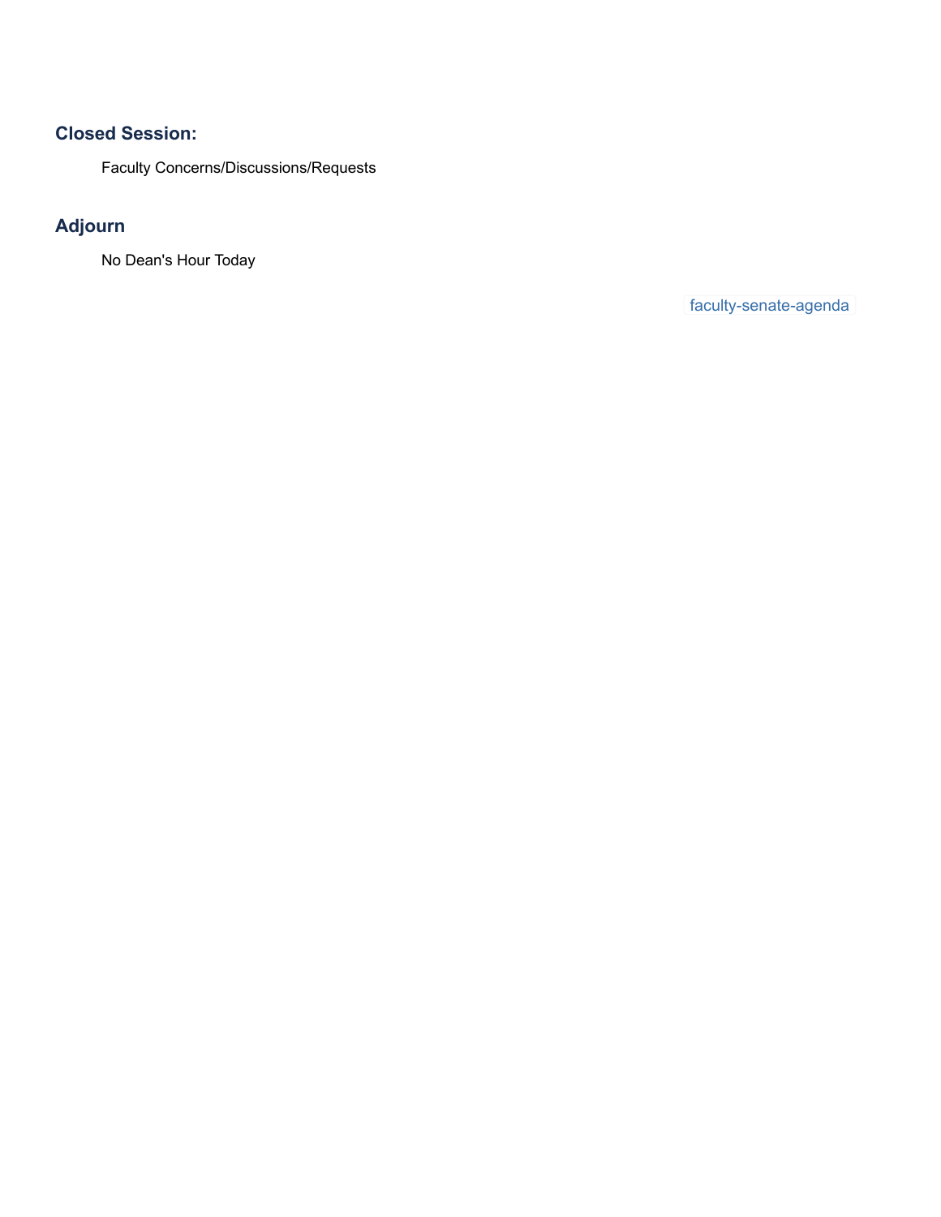## Closed Session:

Faculty Concerns/Discussions/Requests

## Adjourn

No Dean's Hour Today

faculty-senate-agenda